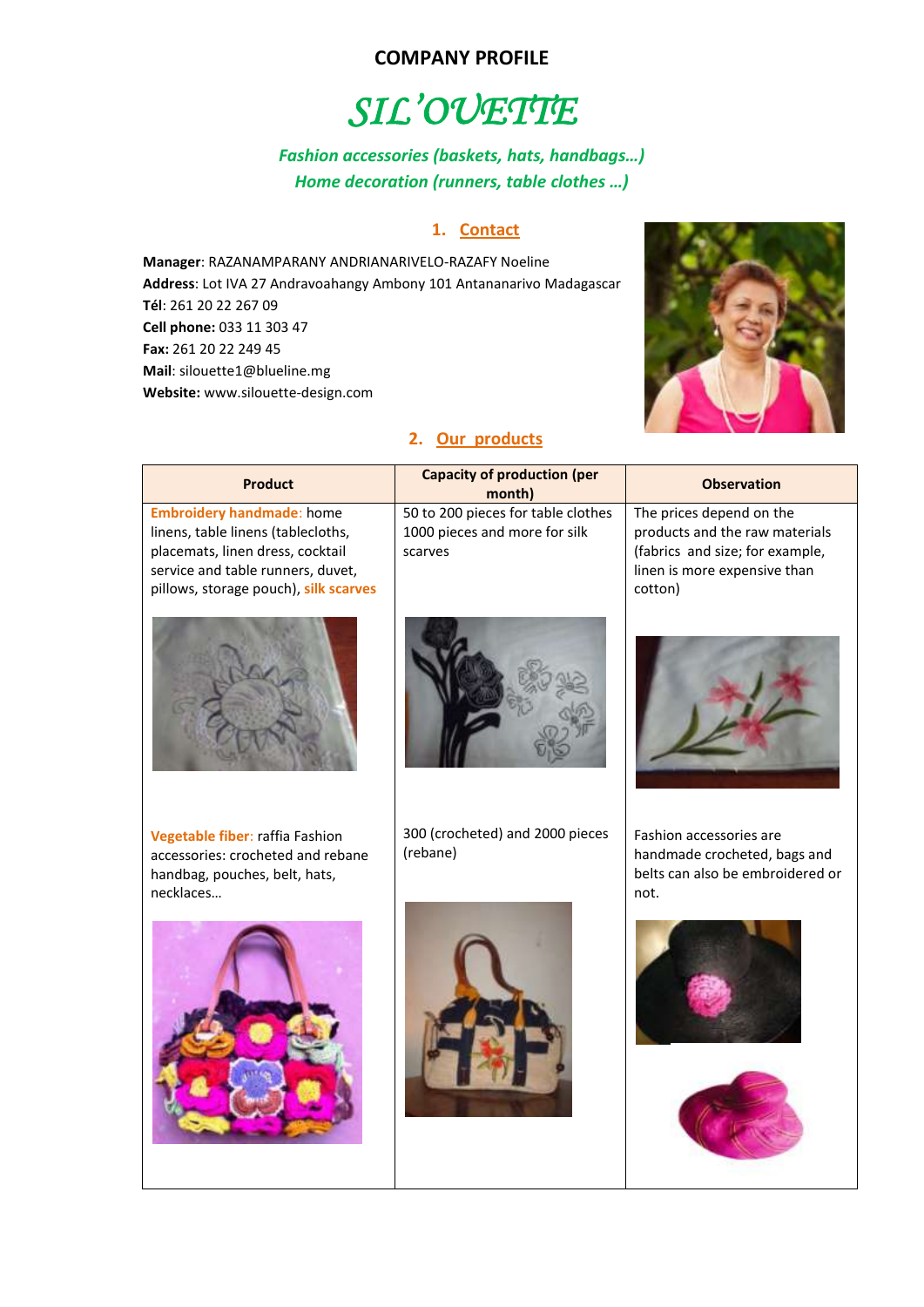**COMPANY PROFILE**

# *SIL'OUETTE*

***Fashion accessories (baskets, hats, handbags…)***
***Home decoration (runners, table clothes …)***

## 1. Contact

**Manager**: RAZANAMPARANY ANDRIANARIVELO-RAZAFY Noeline
**Address**: Lot IVA 27 Andravoahangy Ambony 101 Antananarivo Madagascar
**Tél**: 261 20 22 267 09
**Cell phone:** 033 11 303 47
**Fax:** 261 20 22 249 45
**Mail**: silouette1@blueline.mg
**Website:** www.silouette-design.com

## 2. Our products

| Product | Capacity of production (per month) | Observation |
|---|---|---|
| **Embroidery handmade**: home linens, table linens (tablecloths, placemats, linen dress, cocktail service and table runners, duvet, pillows, storage pouch), **silk scarves** | 50 to 200 pieces for table clothes 1000 pieces and more for silk scarves | The prices depend on the products and the raw materials (fabrics and size; for example, linen is more expensive than cotton) |
| **Vegetable fiber**: raffia Fashion accessories: crocheted and rebane handbag, pouches, belt, hats, necklaces… | 300 (crocheted) and 2000 pieces (rebane) | Fashion accessories are handmade crocheted, bags and belts can also be embroidered or not. |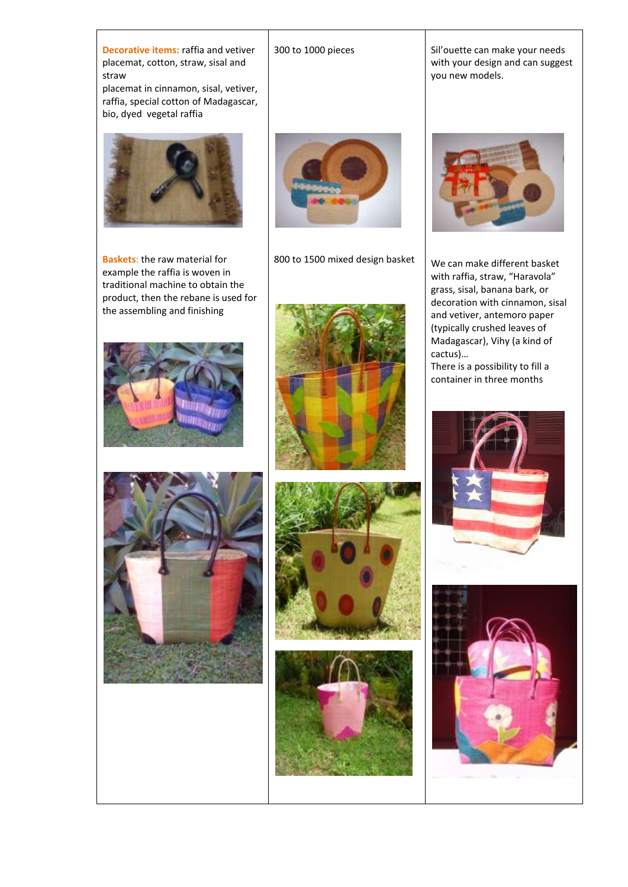| | | |
|---|---|---|
| **Decorative items:** raffia and vetiver placemat, cotton, straw, sisal and straw<br>placemat in cinnamon, sisal, vetiver, raffia, special cotton of Madagascar, bio, dyed vegetal raffia | 300 to 1000 pieces | Sil'ouette can make your needs with your design and can suggest you new models. |
| **Baskets**: the raw material for example the raffia is woven in traditional machine to obtain the product, then the rebane is used for the assembling and finishing | 800 to 1500 mixed design basket | We can make different basket with raffia, straw, "Haravola" grass, sisal, banana bark, or decoration with cinnamon, sisal and vetiver, antemoro paper (typically crushed leaves of Madagascar), Vihy (a kind of cactus)…<br>There is a possibility to fill a container in three months |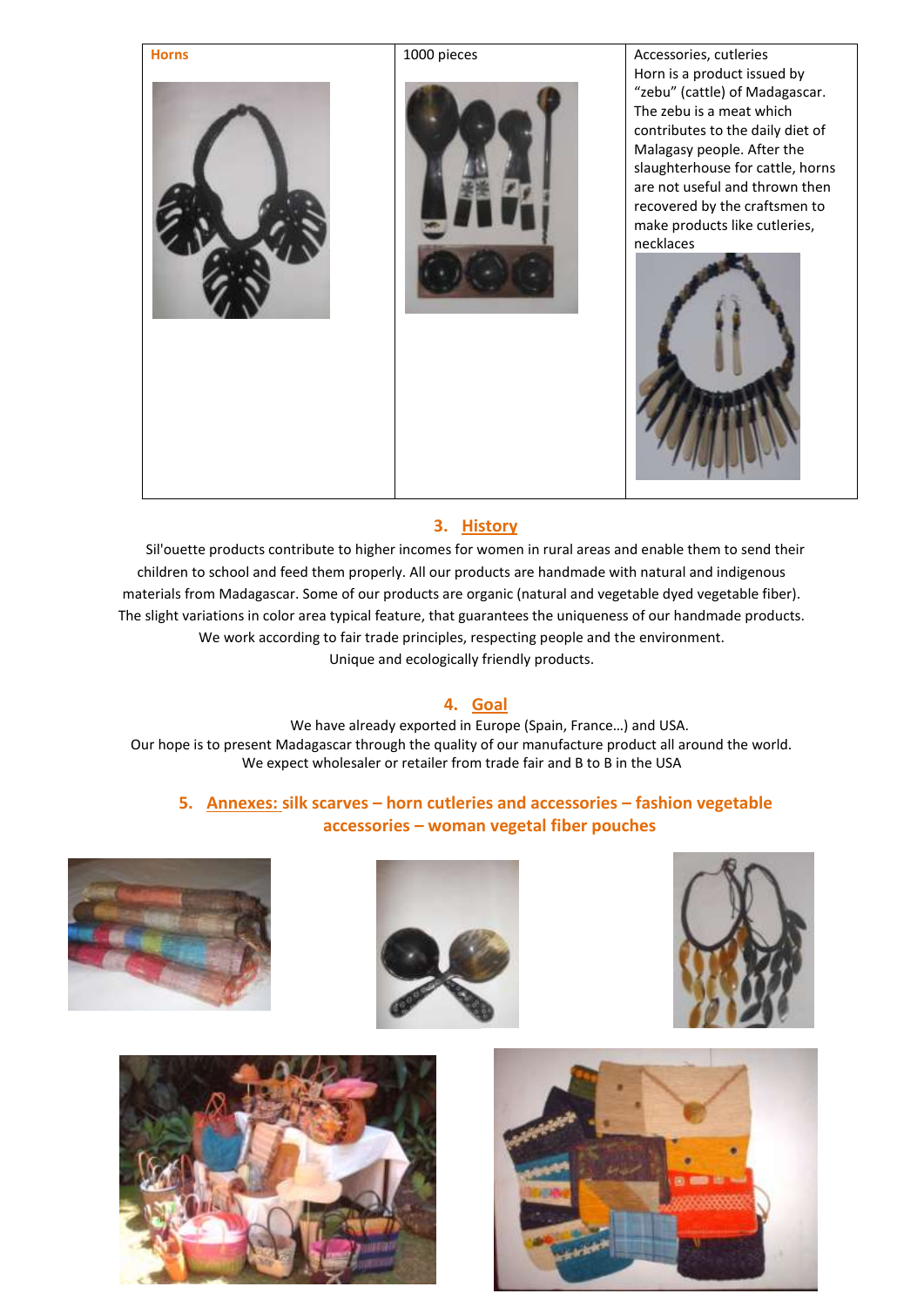| | | |
|---|---|---|
| **Horns** | 1000 pieces | Accessories, cutleries<br>Horn is a product issued by "zebu" (cattle) of Madagascar. The zebu is a meat which contributes to the daily diet of Malagasy people. After the slaughterhouse for cattle, horns are not useful and thrown then recovered by the craftsmen to make products like cutleries, necklaces |

## 3. History

Sil'ouette products contribute to higher incomes for women in rural areas and enable them to send their children to school and feed them properly. All our products are handmade with natural and indigenous materials from Madagascar. Some of our products are organic (natural and vegetable dyed vegetable fiber). The slight variations in color area typical feature, that guarantees the uniqueness of our handmade products. We work according to fair trade principles, respecting people and the environment.
Unique and ecologically friendly products.

## 4. Goal

We have already exported in Europe (Spain, France…) and USA.
Our hope is to present Madagascar through the quality of our manufacture product all around the world.
We expect wholesaler or retailer from trade fair and B to B in the USA

## 5. Annexes: silk scarves – horn cutleries and accessories – fashion vegetable accessories – woman vegetal fiber pouches